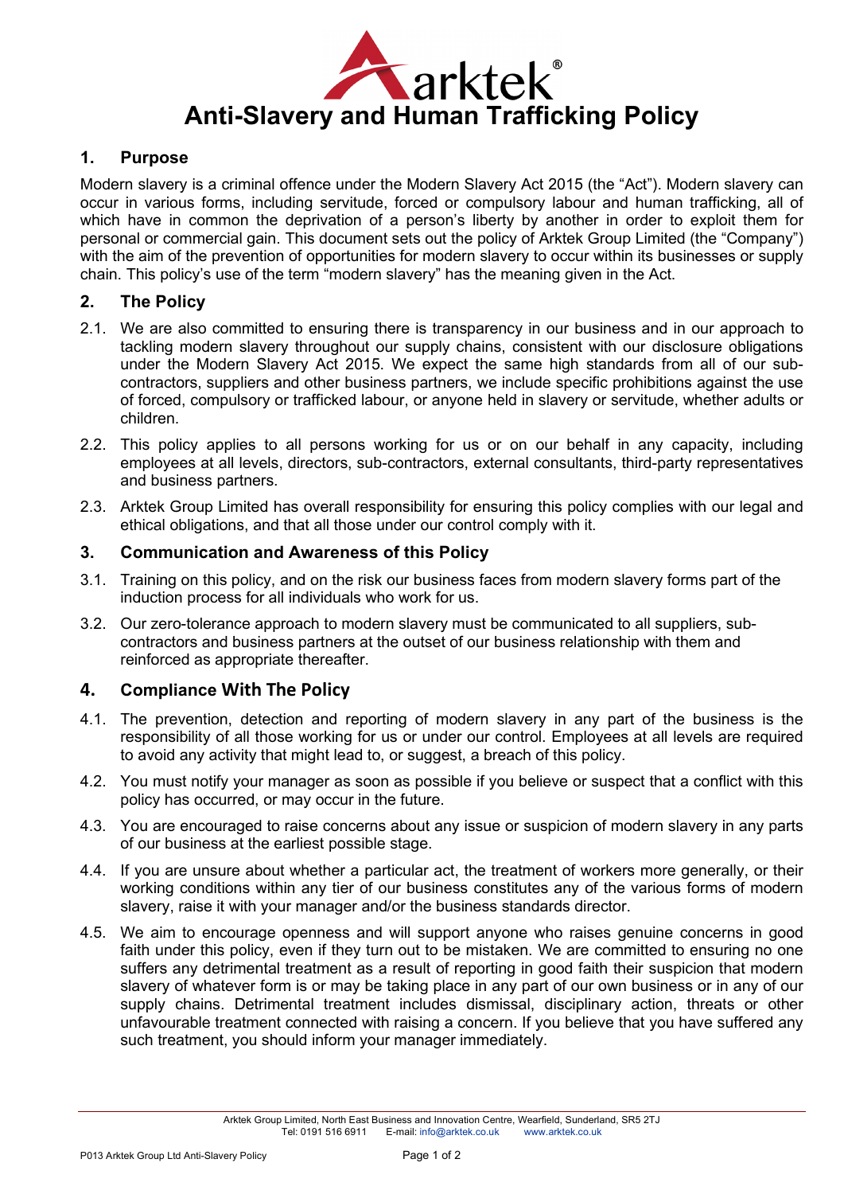# Anti-Slavery and Human Trafficking Policy

## 1. Purpose

Modern slavery is a criminal offence under the Modern Slavery Act 2015 (the "Act"). Modern slavery can occur in various forms, including servitude, forced or compulsory labour and human trafficking, all of which have in common the deprivation of a person's liberty by another in order to exploit them for personal or commercial gain. This document sets out the policy of Arktek Group Limited (the "Company") with the aim of the prevention of opportunities for modern slavery to occur within its businesses or supply chain. This policy's use of the term "modern slavery" has the meaning given in the Act.

## 2. The Policy

2.1. We are also committed to ensuring there is transparency in our business and in our approach to tackling modern slavery throughout our supply chains, consistent with our disclosure obligations under the Modern Slavery Act 2015. We expect the same high standards from all of our sub-contractors, suppliers and other business partners, we include specific prohibitions against the use of forced, compulsory or trafficked labour, or anyone held in slavery or servitude, whether adults or children.

2.2. This policy applies to all persons working for us or on our behalf in any capacity, including employees at all levels, directors, sub-contractors, external consultants, third-party representatives and business partners.

2.3. Arktek Group Limited has overall responsibility for ensuring this policy complies with our legal and ethical obligations, and that all those under our control comply with it.

## 3. Communication and Awareness of this Policy

3.1. Training on this policy, and on the risk our business faces from modern slavery forms part of the induction process for all individuals who work for us.

3.2. Our zero-tolerance approach to modern slavery must be communicated to all suppliers, sub-contractors and business partners at the outset of our business relationship with them and reinforced as appropriate thereafter.

## 4. Compliance With The Policy

4.1. The prevention, detection and reporting of modern slavery in any part of the business is the responsibility of all those working for us or under our control. Employees at all levels are required to avoid any activity that might lead to, or suggest, a breach of this policy.

4.2. You must notify your manager as soon as possible if you believe or suspect that a conflict with this policy has occurred, or may occur in the future.

4.3. You are encouraged to raise concerns about any issue or suspicion of modern slavery in any parts of our business at the earliest possible stage.

4.4. If you are unsure about whether a particular act, the treatment of workers more generally, or their working conditions within any tier of our business constitutes any of the various forms of modern slavery, raise it with your manager and/or the business standards director.

4.5. We aim to encourage openness and will support anyone who raises genuine concerns in good faith under this policy, even if they turn out to be mistaken. We are committed to ensuring no one suffers any detrimental treatment as a result of reporting in good faith their suspicion that modern slavery of whatever form is or may be taking place in any part of our own business or in any of our supply chains. Detrimental treatment includes dismissal, disciplinary action, threats or other unfavourable treatment connected with raising a concern. If you believe that you have suffered any such treatment, you should inform your manager immediately.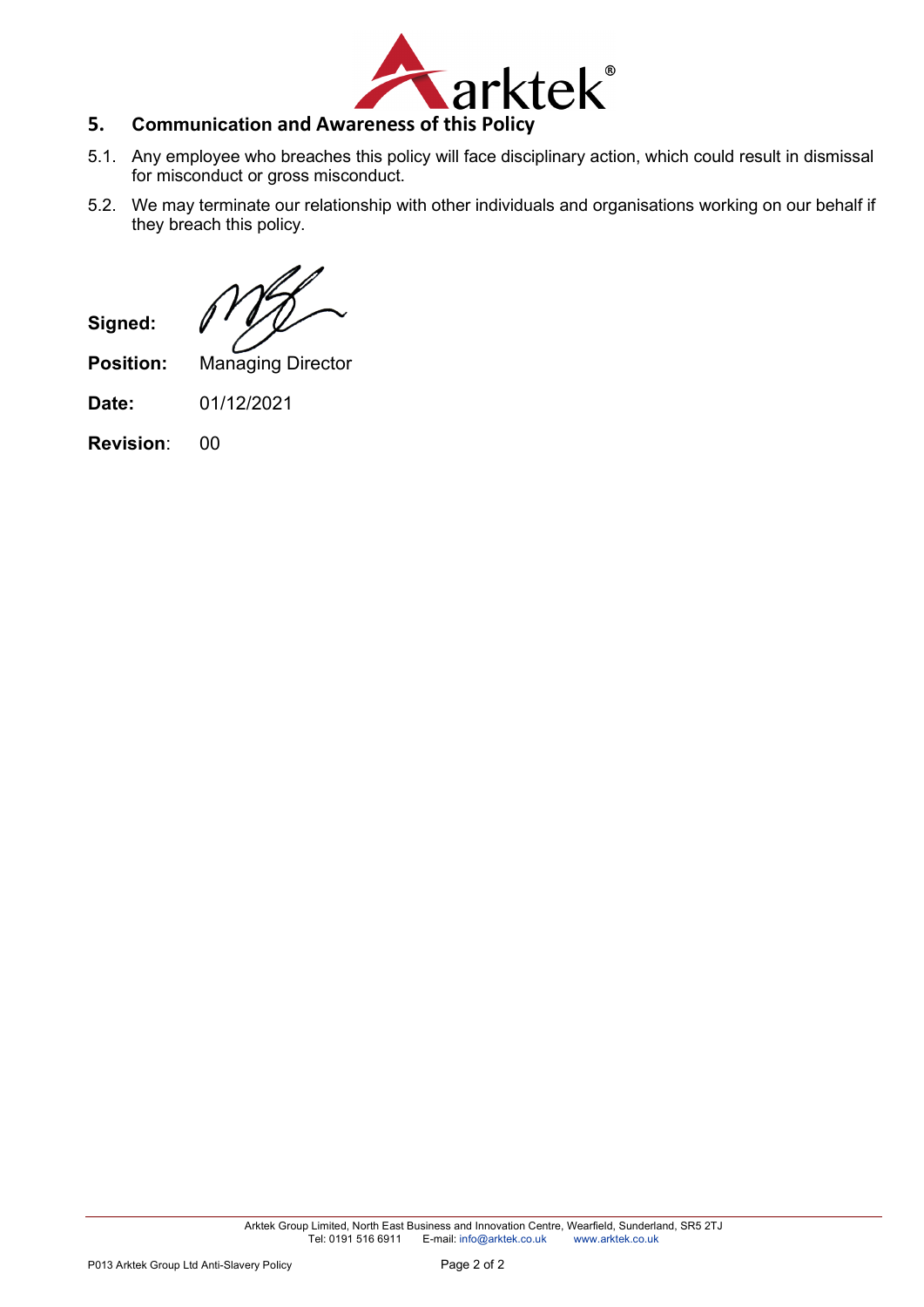## 5. Communication and Awareness of this Policy

5.1. Any employee who breaches this policy will face disciplinary action, which could result in dismissal for misconduct or gross misconduct.

5.2. We may terminate our relationship with other individuals and organisations working on our behalf if they breach this policy.

**Signed:**

**Position:** Managing Director

**Date:** 01/12/2021

**Revision**: 00